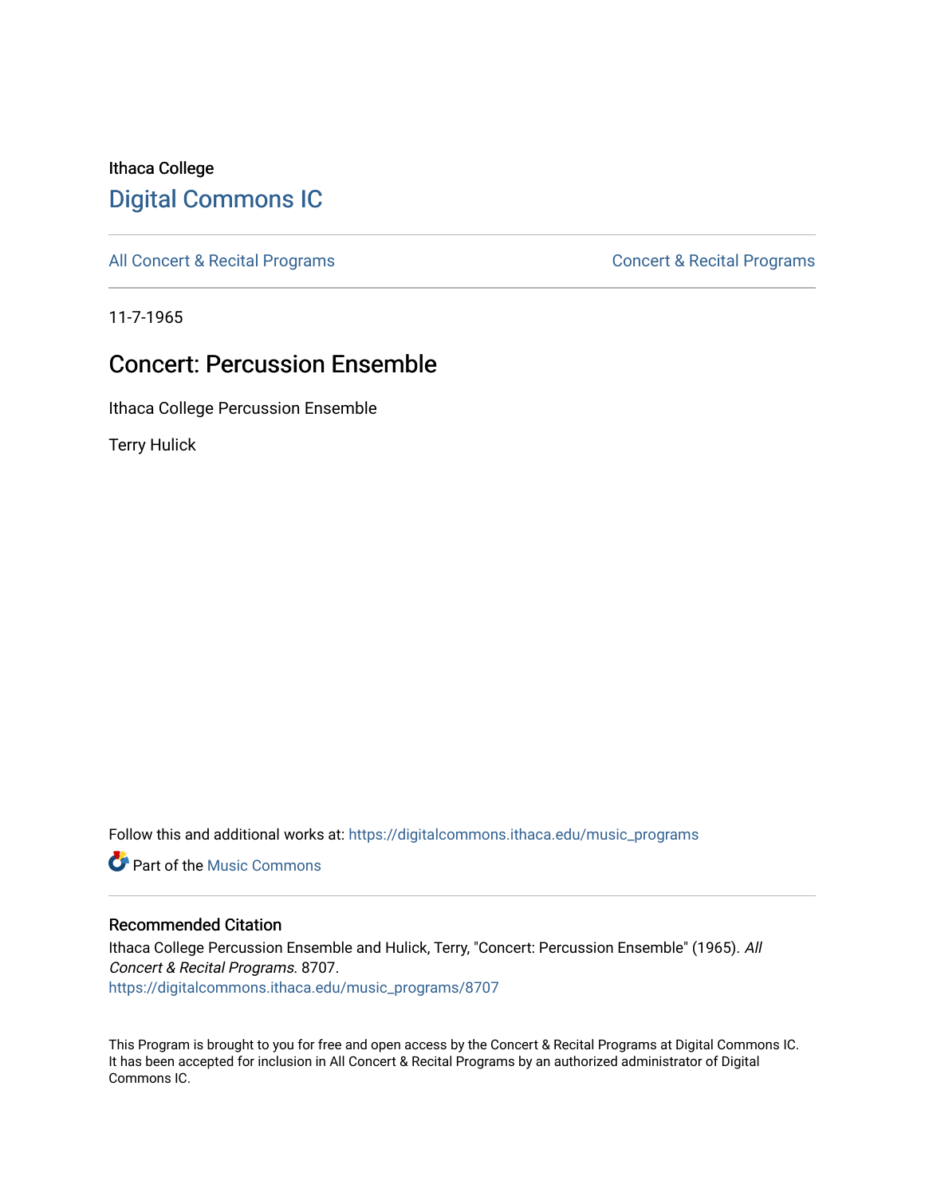Ithaca College

# Digital Commons IC

All Concert & Recital Programs

Concert & Recital Programs

11-7-1965

## Concert: Percussion Ensemble

Ithaca College Percussion Ensemble

Terry Hulick

Follow this and additional works at: https://digitalcommons.ithaca.edu/music_programs

Part of the Music Commons

### Recommended Citation

Ithaca College Percussion Ensemble and Hulick, Terry, "Concert: Percussion Ensemble" (1965). *All Concert & Recital Programs*. 8707.
https://digitalcommons.ithaca.edu/music_programs/8707

This Program is brought to you for free and open access by the Concert & Recital Programs at Digital Commons IC. It has been accepted for inclusion in All Concert & Recital Programs by an authorized administrator of Digital Commons IC.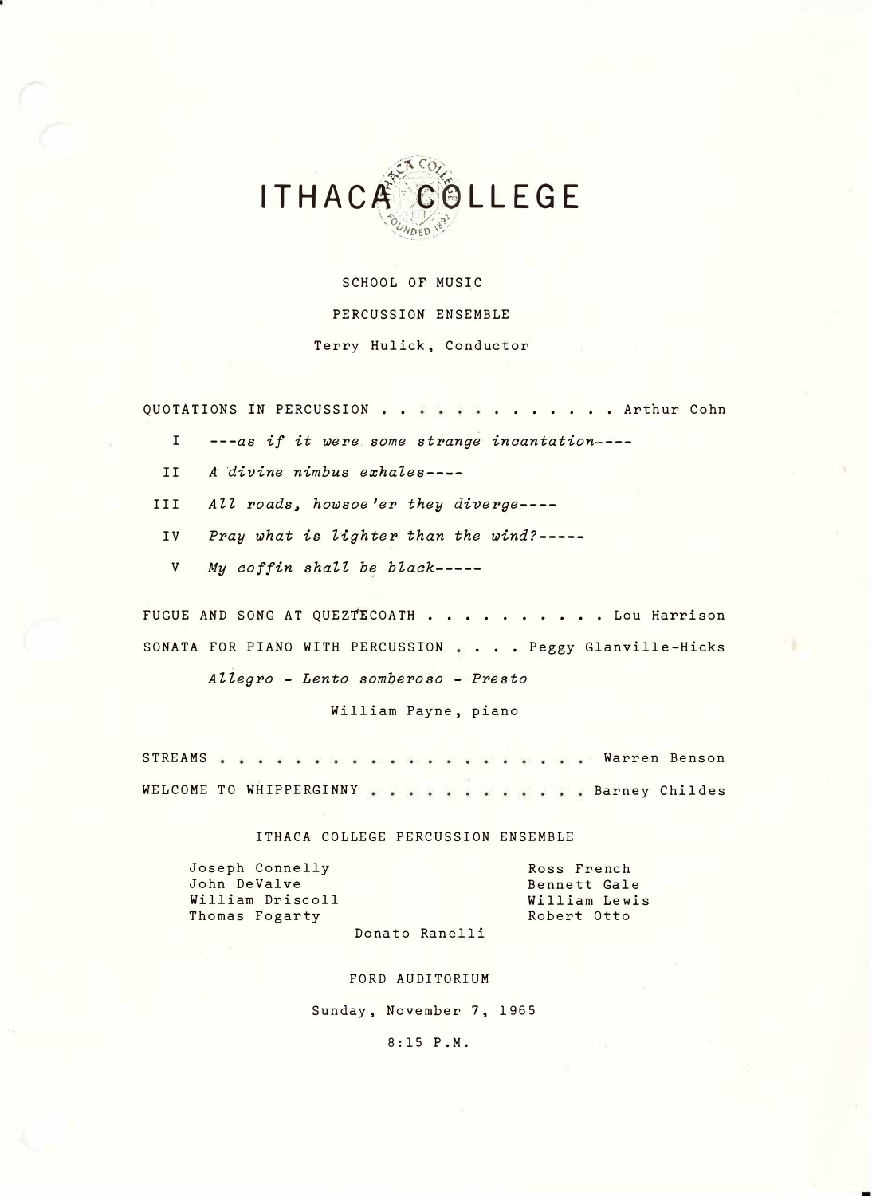# ITHACA COLLEGE

SCHOOL OF MUSIC

PERCUSSION ENSEMBLE

Terry Hulick, Conductor

QUOTATIONS IN PERCUSSION . . . . . . . . . . . . . . Arthur Cohn

I *---as if it were some strange incantation----*

II *A divine nimbus exhales----*

III *All roads, howsoe'er they diverge----*

IV *Pray what is lighter than the wind?-----*

V *My coffin shall be black-----*

FUGUE AND SONG AT QUEZTECOATH . . . . . . . . . . Lou Harrison

SONATA FOR PIANO WITH PERCUSSION . . . . Peggy Glanville-Hicks

*Allegro - Lento somberoso - Presto*

William Payne, piano

STREAMS . . . . . . . . . . . . . . . . . . . . . Warren Benson

WELCOME TO WHIPPERGINNY . . . . . . . . . . . . . Barney Childes

ITHACA COLLEGE PERCUSSION ENSEMBLE

Joseph Connelly
John DeValve
William Driscoll
Thomas Fogarty
Ross French
Bennett Gale
William Lewis
Robert Otto
Donato Ranelli

FORD AUDITORIUM

Sunday, November 7, 1965

8:15 P.M.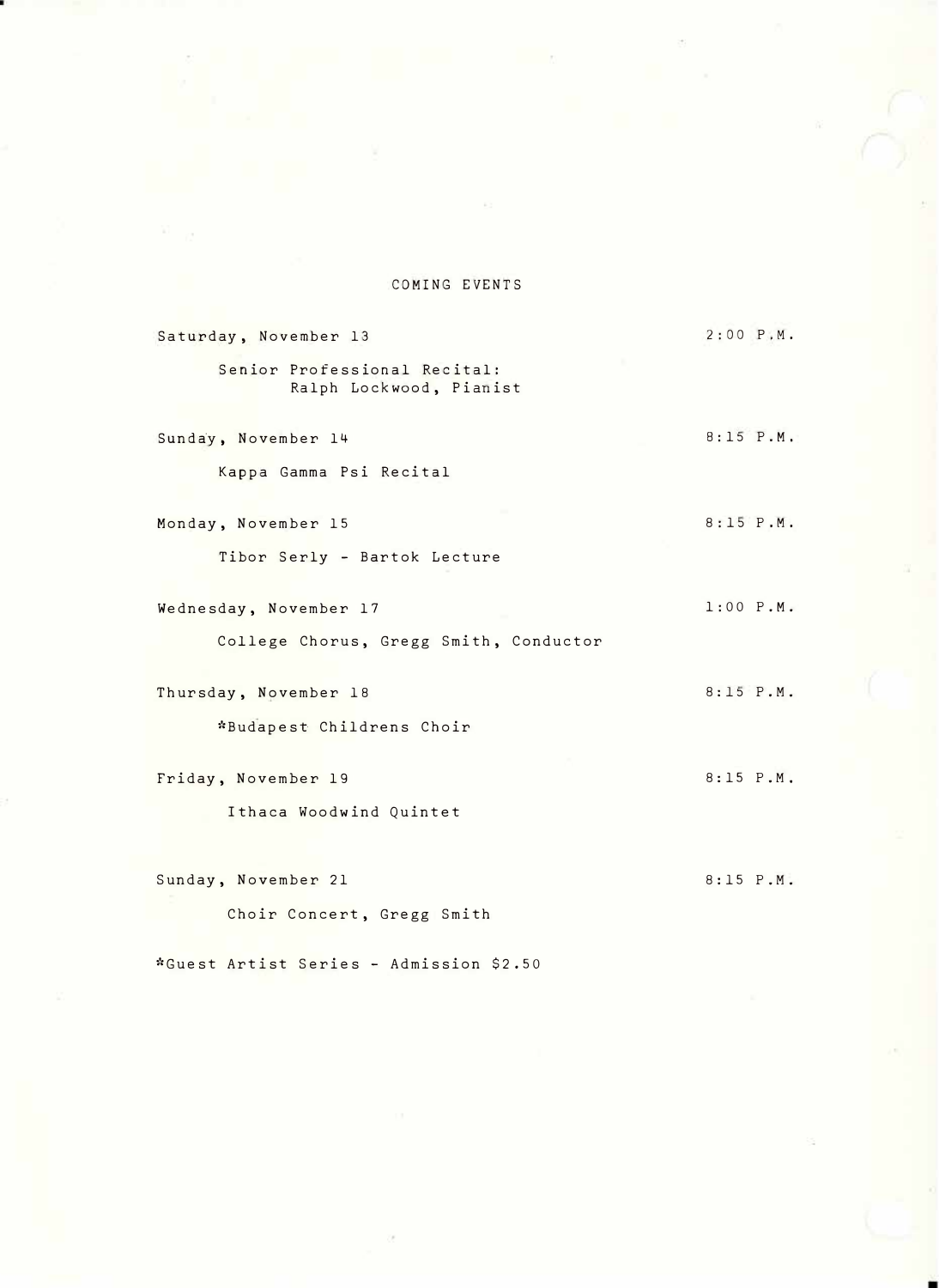# COMING EVENTS

Saturday, November 13 — 2:00 P.M.

Senior Professional Recital:
Ralph Lockwood, Pianist

Sunday, November 14 — 8:15 P.M.

Kappa Gamma Psi Recital

Monday, November 15 — 8:15 P.M.

Tibor Serly - Bartok Lecture

Wednesday, November 17 — 1:00 P.M.

College Chorus, Gregg Smith, Conductor

Thursday, November 18 — 8:15 P.M.

*Budapest Childrens Choir

Friday, November 19 — 8:15 P.M.

Ithaca Woodwind Quintet

Sunday, November 21 — 8:15 P.M.

Choir Concert, Gregg Smith

*Guest Artist Series - Admission $2.50